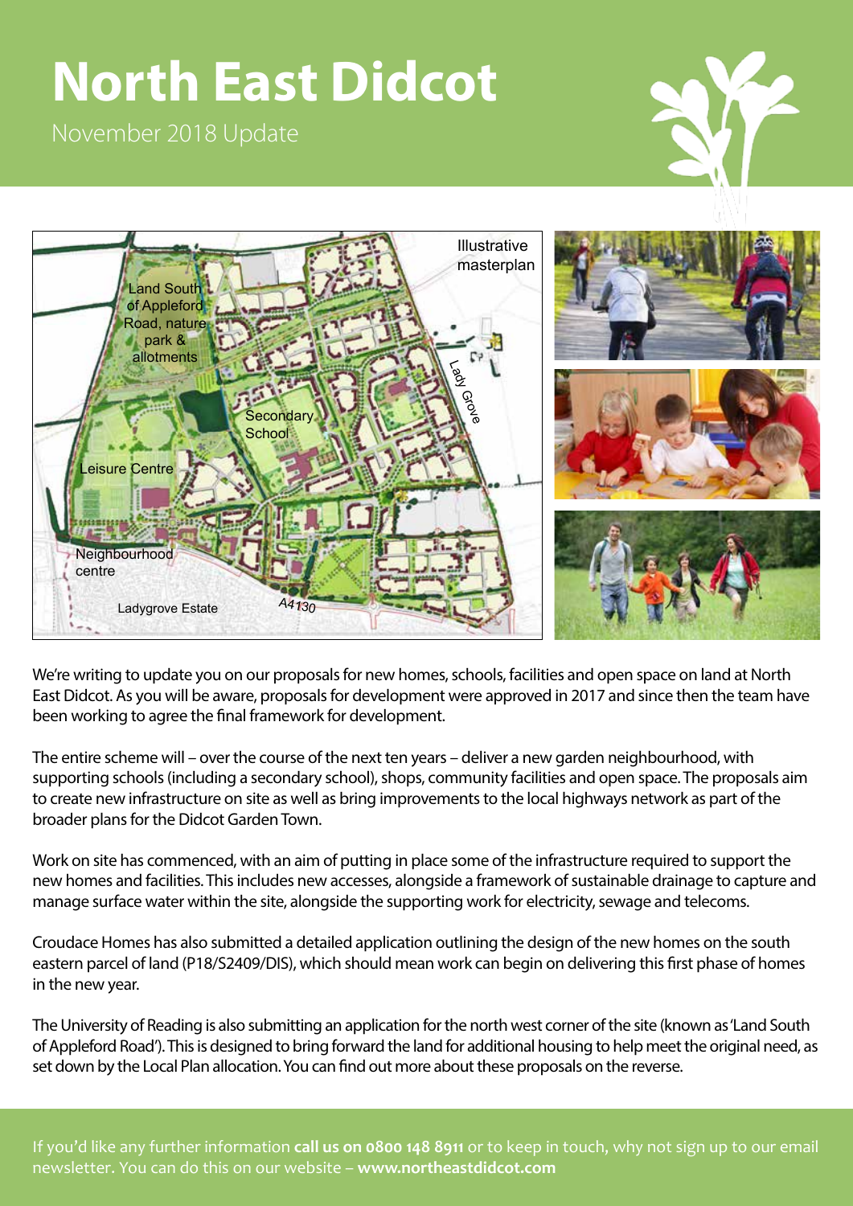# North East Didcot

November 2018 Update

We're writing to update you on our proposals for new homes, schools, facilities and open space on land at North East Didcot. As you will be aware, proposals for development were approved in 2017 and since then the team have been working to agree the final framework for development.

The entire scheme will – over the course of the next ten years – deliver a new garden neighbourhood, with supporting schools (including a secondary school), shops, community facilities and open space. The proposals aim to create new infrastructure on site as well as bring improvements to the local highways network as part of the broader plans for the Didcot Garden Town.

Work on site has commenced, with an aim of putting in place some of the infrastructure required to support the new homes and facilities. This includes new accesses, alongside a framework of sustainable drainage to capture and manage surface water within the site, alongside the supporting work for electricity, sewage and telecoms.

Croudace Homes has also submitted a detailed application outlining the design of the new homes on the south eastern parcel of land (P18/S2409/DIS), which should mean work can begin on delivering this first phase of homes in the new year.

The University of Reading is also submitting an application for the north west corner of the site (known as 'Land South of Appleford Road'). This is designed to bring forward the land for additional housing to help meet the original need, as set down by the Local Plan allocation. You can find out more about these proposals on the reverse.

If you'd like any further information **call us on 0800 148 8911** or to keep in touch, why not sign up to our email newsletter. You can do this on our website – **www.northeastdidcot.com**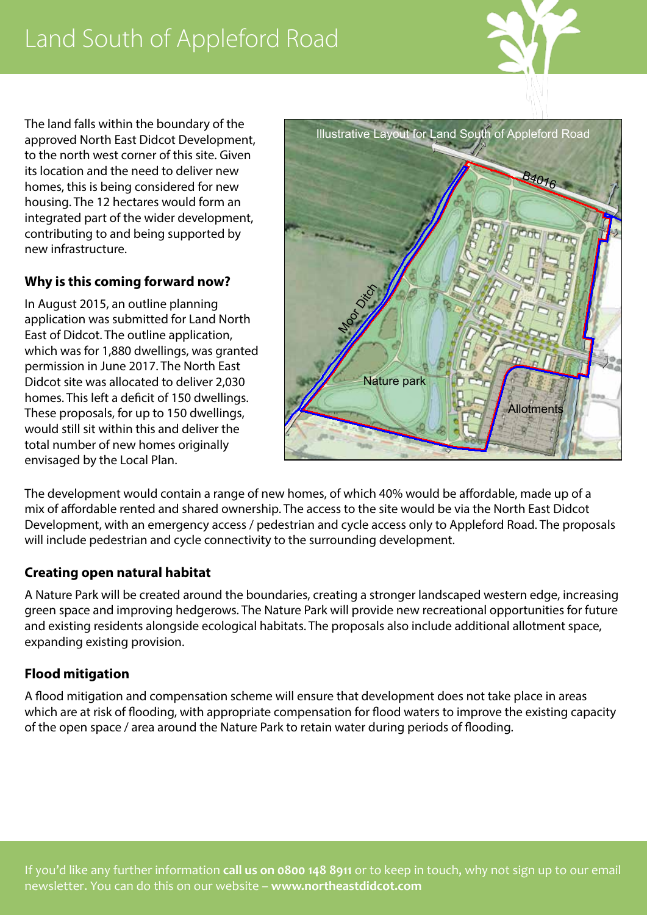# Land South of Appleford Road

The land falls within the boundary of the approved North East Didcot Development, to the north west corner of this site. Given its location and the need to deliver new homes, this is being considered for new housing. The 12 hectares would form an integrated part of the wider development, contributing to and being supported by new infrastructure.

Illustrative Layout for Land South of Appleford Road

B4016

Moor Ditch

Nature park

Allotments

### Why is this coming forward now?

In August 2015, an outline planning application was submitted for Land North East of Didcot. The outline application, which was for 1,880 dwellings, was granted permission in June 2017. The North East Didcot site was allocated to deliver 2,030 homes. This left a deficit of 150 dwellings. These proposals, for up to 150 dwellings, would still sit within this and deliver the total number of new homes originally envisaged by the Local Plan.

The development would contain a range of new homes, of which 40% would be affordable, made up of a mix of affordable rented and shared ownership. The access to the site would be via the North East Didcot Development, with an emergency access / pedestrian and cycle access only to Appleford Road. The proposals will include pedestrian and cycle connectivity to the surrounding development.

### Creating open natural habitat

A Nature Park will be created around the boundaries, creating a stronger landscaped western edge, increasing green space and improving hedgerows. The Nature Park will provide new recreational opportunities for future and existing residents alongside ecological habitats. The proposals also include additional allotment space, expanding existing provision.

### Flood mitigation

A flood mitigation and compensation scheme will ensure that development does not take place in areas which are at risk of flooding, with appropriate compensation for flood waters to improve the existing capacity of the open space / area around the Nature Park to retain water during periods of flooding.

If you'd like any further information **call us on 0800 148 8911** or to keep in touch, why not sign up to our email newsletter. You can do this on our website – **www.northeastdidcot.com**